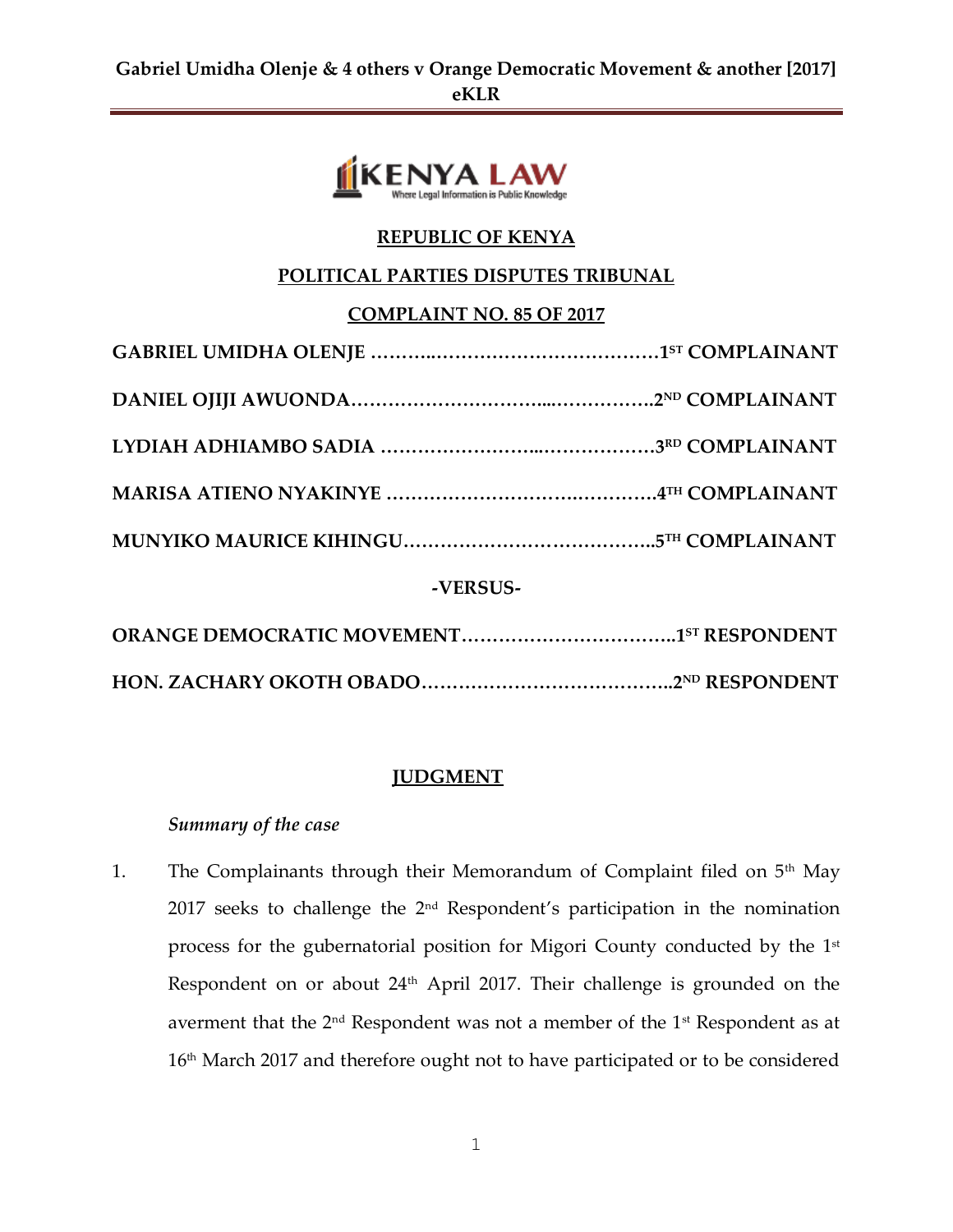**REPUBLIC OF KENYA**

**POLITICAL PARTIES DISPUTES TRIBUNAL**

**COMPLAINT NO. 85 OF 2017**

**GABRIEL UMIDHA OLENJE ……………………………………………1ST COMPLAINANT**

**DANIEL OJIJI AWUONDA……………………………………………2ND COMPLAINANT**

**LYDIAH ADHIAMBO SADIA ………………………………………3RD COMPLAINANT**

**MARISA ATIENO NYAKINYE ………………………………………4TH COMPLAINANT**

**MUNYIKO MAURICE KIHINGU…………………………………5TH COMPLAINANT**

**-VERSUS-**

**ORANGE DEMOCRATIC MOVEMENT……………………………1ST RESPONDENT**

**HON. ZACHARY OKOTH OBADO…………………………………2ND RESPONDENT**

**JUDGMENT**

*Summary of the case*

1. The Complainants through their Memorandum of Complaint filed on 5th May 2017 seeks to challenge the 2nd Respondent's participation in the nomination process for the gubernatorial position for Migori County conducted by the 1st Respondent on or about 24th April 2017. Their challenge is grounded on the averment that the 2nd Respondent was not a member of the 1st Respondent as at 16th March 2017 and therefore ought not to have participated or to be considered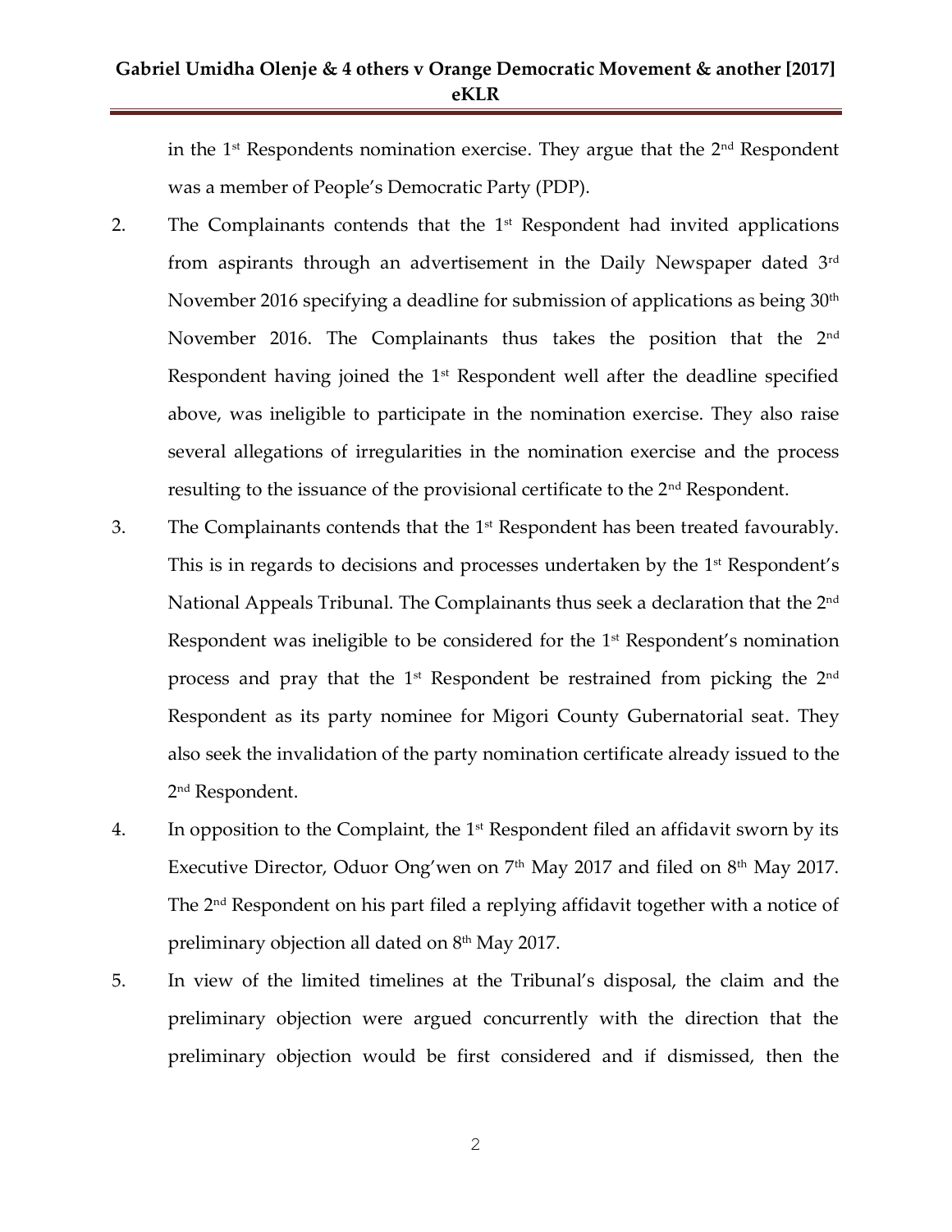in the 1st Respondents nomination exercise. They argue that the 2nd Respondent was a member of People's Democratic Party (PDP).

2. The Complainants contends that the 1st Respondent had invited applications from aspirants through an advertisement in the Daily Newspaper dated 3rd November 2016 specifying a deadline for submission of applications as being 30th November 2016. The Complainants thus takes the position that the 2nd Respondent having joined the 1st Respondent well after the deadline specified above, was ineligible to participate in the nomination exercise. They also raise several allegations of irregularities in the nomination exercise and the process resulting to the issuance of the provisional certificate to the 2nd Respondent.

3. The Complainants contends that the 1st Respondent has been treated favourably. This is in regards to decisions and processes undertaken by the 1st Respondent's National Appeals Tribunal. The Complainants thus seek a declaration that the 2nd Respondent was ineligible to be considered for the 1st Respondent's nomination process and pray that the 1st Respondent be restrained from picking the 2nd Respondent as its party nominee for Migori County Gubernatorial seat. They also seek the invalidation of the party nomination certificate already issued to the 2nd Respondent.

4. In opposition to the Complaint, the 1st Respondent filed an affidavit sworn by its Executive Director, Oduor Ong'wen on 7th May 2017 and filed on 8th May 2017. The 2nd Respondent on his part filed a replying affidavit together with a notice of preliminary objection all dated on 8th May 2017.

5. In view of the limited timelines at the Tribunal's disposal, the claim and the preliminary objection were argued concurrently with the direction that the preliminary objection would be first considered and if dismissed, then the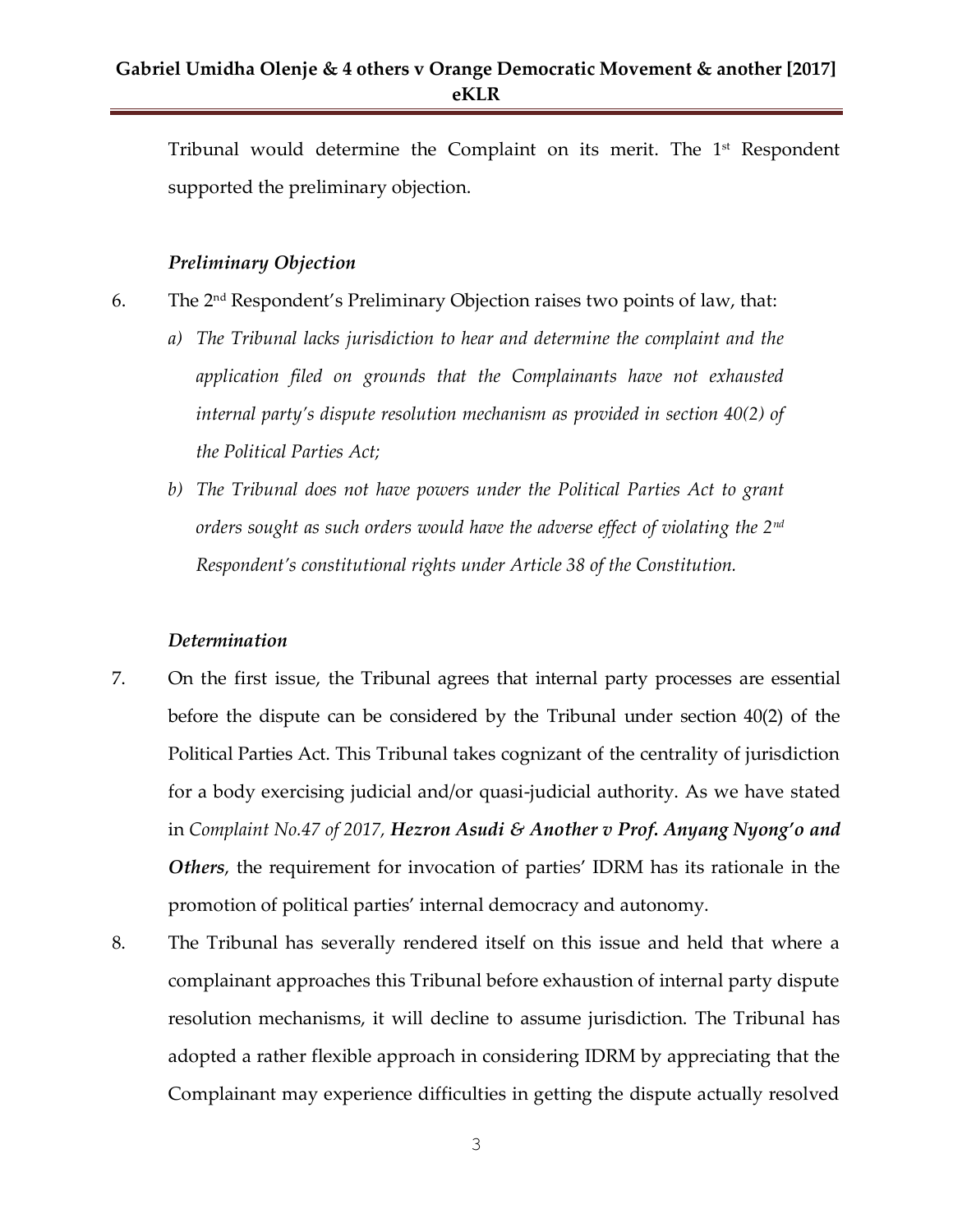Tribunal would determine the Complaint on its merit. The 1st Respondent supported the preliminary objection.

***Preliminary Objection***

6. The 2nd Respondent's Preliminary Objection raises two points of law, that:

   a) *The Tribunal lacks jurisdiction to hear and determine the complaint and the application filed on grounds that the Complainants have not exhausted internal party's dispute resolution mechanism as provided in section 40(2) of the Political Parties Act;*

   b) *The Tribunal does not have powers under the Political Parties Act to grant orders sought as such orders would have the adverse effect of violating the 2nd Respondent's constitutional rights under Article 38 of the Constitution.*

***Determination***

7. On the first issue, the Tribunal agrees that internal party processes are essential before the dispute can be considered by the Tribunal under section 40(2) of the Political Parties Act. This Tribunal takes cognizant of the centrality of jurisdiction for a body exercising judicial and/or quasi-judicial authority. As we have stated in *Complaint No.47 of 2017, **Hezron Asudi & Another v Prof. Anyang Nyong'o and Others***, the requirement for invocation of parties' IDRM has its rationale in the promotion of political parties' internal democracy and autonomy.

8. The Tribunal has severally rendered itself on this issue and held that where a complainant approaches this Tribunal before exhaustion of internal party dispute resolution mechanisms, it will decline to assume jurisdiction. The Tribunal has adopted a rather flexible approach in considering IDRM by appreciating that the Complainant may experience difficulties in getting the dispute actually resolved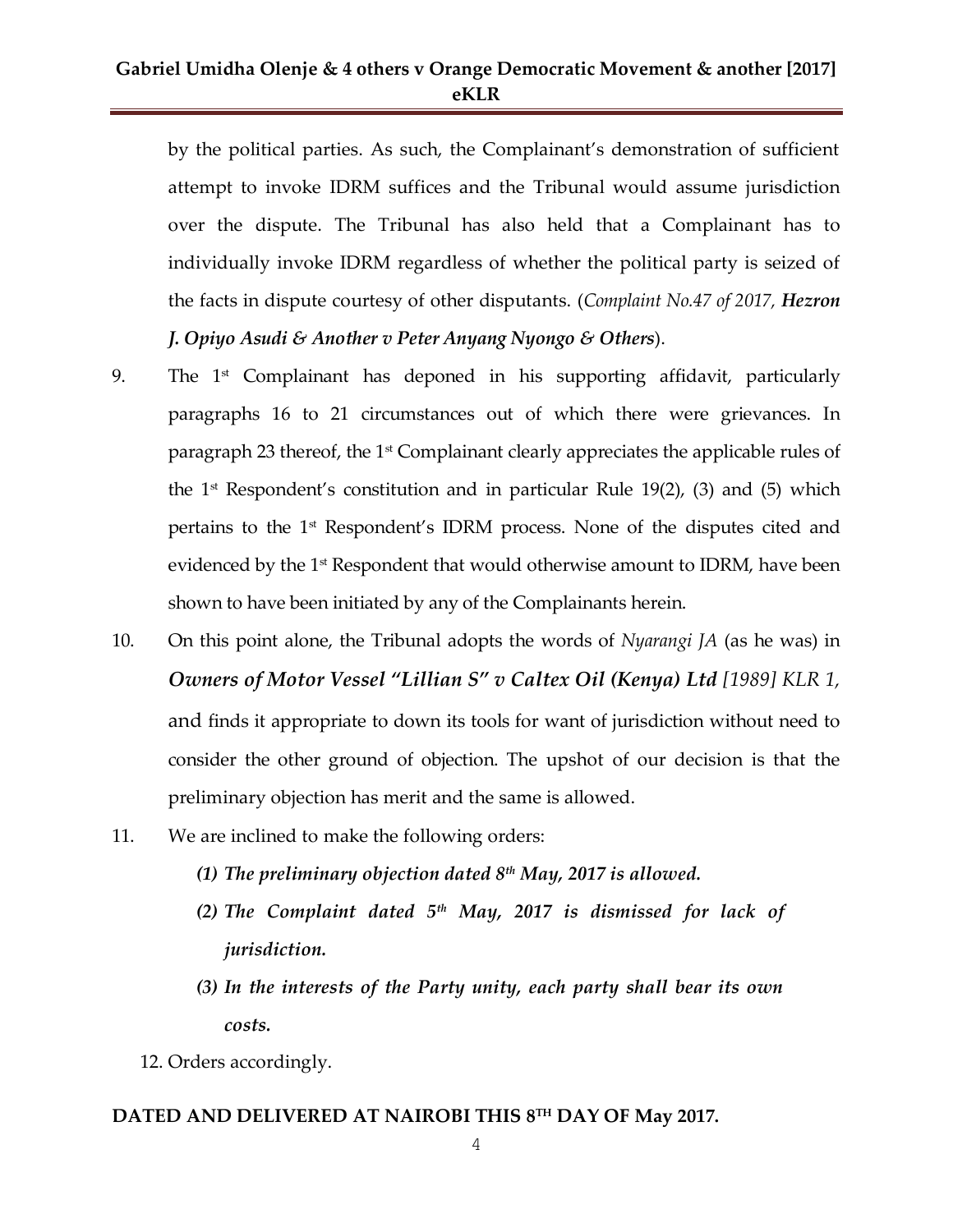by the political parties. As such, the Complainant's demonstration of sufficient attempt to invoke IDRM suffices and the Tribunal would assume jurisdiction over the dispute. The Tribunal has also held that a Complainant has to individually invoke IDRM regardless of whether the political party is seized of the facts in dispute courtesy of other disputants. (*Complaint No.47 of 2017, **Hezron J. Opiyo Asudi & Another v Peter Anyang Nyongo & Others***).

9. The 1st Complainant has deponed in his supporting affidavit, particularly paragraphs 16 to 21 circumstances out of which there were grievances. In paragraph 23 thereof, the 1st Complainant clearly appreciates the applicable rules of the 1st Respondent's constitution and in particular Rule 19(2), (3) and (5) which pertains to the 1st Respondent's IDRM process. None of the disputes cited and evidenced by the 1st Respondent that would otherwise amount to IDRM, have been shown to have been initiated by any of the Complainants herein.

10. On this point alone, the Tribunal adopts the words of *Nyarangi JA* (as he was) in ***Owners of Motor Vessel "Lillian S" v Caltex Oil (Kenya) Ltd** [1989] KLR 1,* and finds it appropriate to down its tools for want of jurisdiction without need to consider the other ground of objection. The upshot of our decision is that the preliminary objection has merit and the same is allowed.

11. We are inclined to make the following orders:
    ***(1) The preliminary objection dated 8th May, 2017 is allowed.***
    ***(2) The Complaint dated 5th May, 2017 is dismissed for lack of jurisdiction.***
    ***(3) In the interests of the Party unity, each party shall bear its own costs.***

12. Orders accordingly.

**DATED AND DELIVERED AT NAIROBI THIS 8TH DAY OF May 2017.**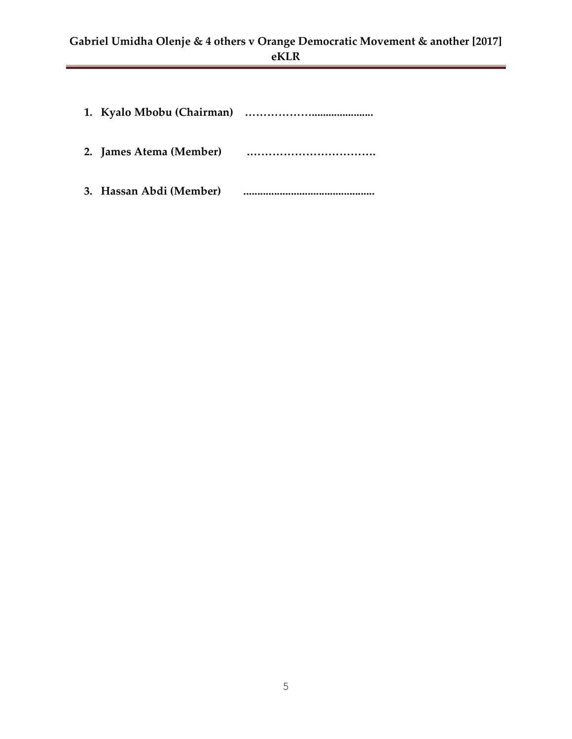1. **Kyalo Mbobu (Chairman)** **……………….....................**

2. **James Atema (Member)** **…………………………….**

3. **Hassan Abdi (Member)** **...............................................**